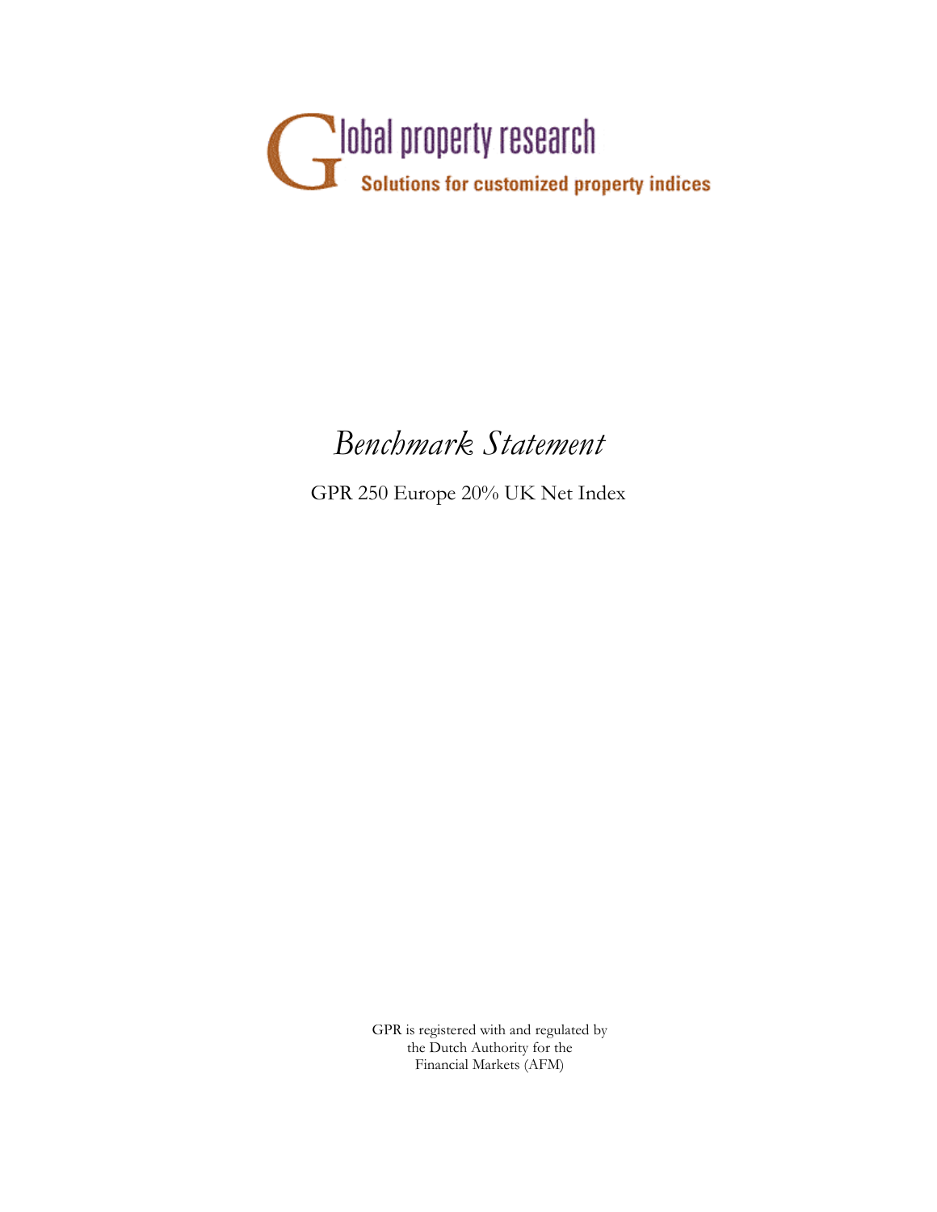Global property research

Solutions for customized property indices

# *Benchmark Statement*

GPR 250 Europe 20% UK Net Index

GPR is registered with and regulated by the Dutch Authority for the Financial Markets (AFM)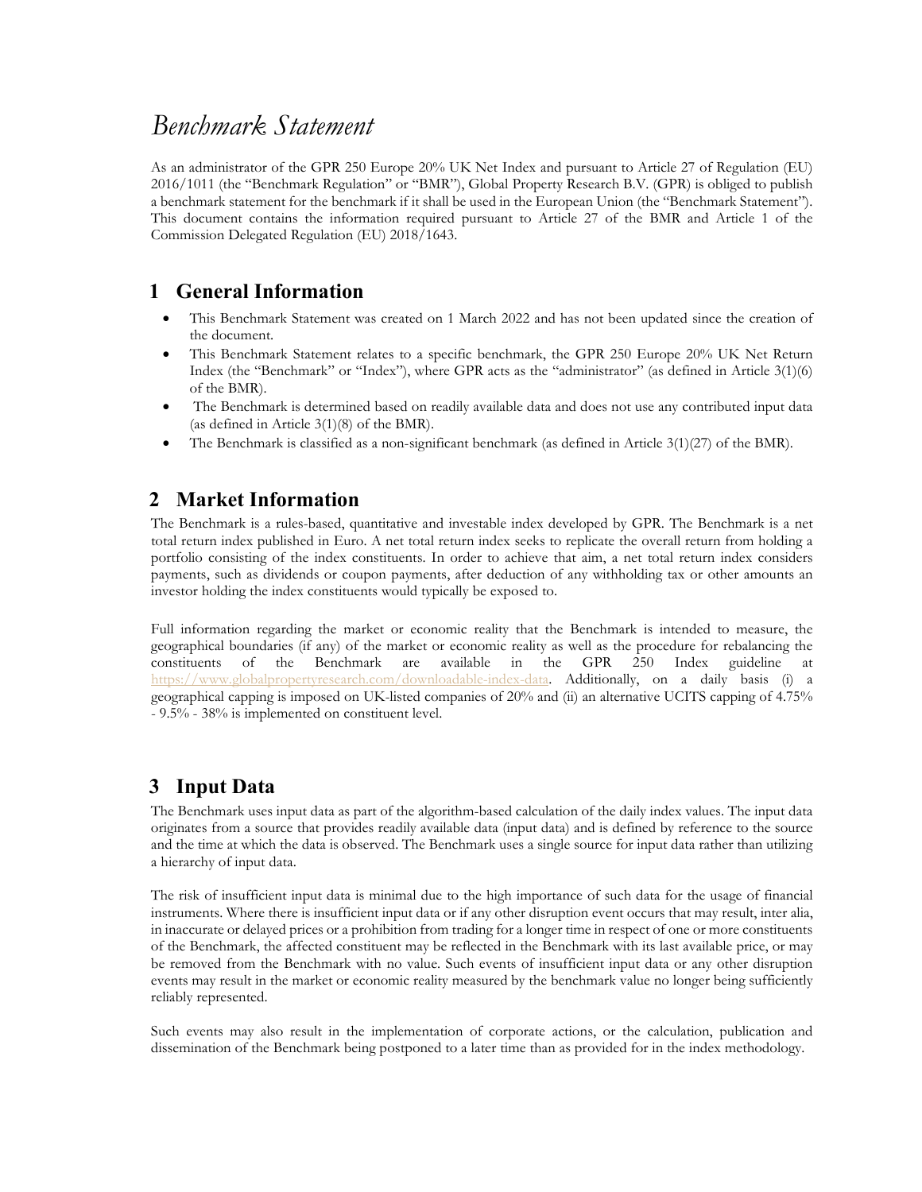# *Benchmark Statement*

As an administrator of the GPR 250 Europe 20% UK Net Index and pursuant to Article 27 of Regulation (EU) 2016/1011 (the "Benchmark Regulation" or "BMR"), Global Property Research B.V. (GPR) is obliged to publish a benchmark statement for the benchmark if it shall be used in the European Union (the "Benchmark Statement"). This document contains the information required pursuant to Article 27 of the BMR and Article 1 of the Commission Delegated Regulation (EU) 2018/1643.

## 1 General Information

- This Benchmark Statement was created on 1 March 2022 and has not been updated since the creation of the document.
- This Benchmark Statement relates to a specific benchmark, the GPR 250 Europe 20% UK Net Return Index (the "Benchmark" or "Index"), where GPR acts as the "administrator" (as defined in Article 3(1)(6) of the BMR).
- The Benchmark is determined based on readily available data and does not use any contributed input data (as defined in Article 3(1)(8) of the BMR).
- The Benchmark is classified as a non-significant benchmark (as defined in Article 3(1)(27) of the BMR).

## 2 Market Information

The Benchmark is a rules-based, quantitative and investable index developed by GPR. The Benchmark is a net total return index published in Euro. A net total return index seeks to replicate the overall return from holding a portfolio consisting of the index constituents. In order to achieve that aim, a net total return index considers payments, such as dividends or coupon payments, after deduction of any withholding tax or other amounts an investor holding the index constituents would typically be exposed to.

Full information regarding the market or economic reality that the Benchmark is intended to measure, the geographical boundaries (if any) of the market or economic reality as well as the procedure for rebalancing the constituents of the Benchmark are available in the GPR 250 Index guideline at https://www.globalpropertyresearch.com/downloadable-index-data. Additionally, on a daily basis (i) a geographical capping is imposed on UK-listed companies of 20% and (ii) an alternative UCITS capping of 4.75% - 9.5% - 38% is implemented on constituent level.

## 3 Input Data

The Benchmark uses input data as part of the algorithm-based calculation of the daily index values. The input data originates from a source that provides readily available data (input data) and is defined by reference to the source and the time at which the data is observed. The Benchmark uses a single source for input data rather than utilizing a hierarchy of input data.

The risk of insufficient input data is minimal due to the high importance of such data for the usage of financial instruments. Where there is insufficient input data or if any other disruption event occurs that may result, inter alia, in inaccurate or delayed prices or a prohibition from trading for a longer time in respect of one or more constituents of the Benchmark, the affected constituent may be reflected in the Benchmark with its last available price, or may be removed from the Benchmark with no value. Such events of insufficient input data or any other disruption events may result in the market or economic reality measured by the benchmark value no longer being sufficiently reliably represented.

Such events may also result in the implementation of corporate actions, or the calculation, publication and dissemination of the Benchmark being postponed to a later time than as provided for in the index methodology.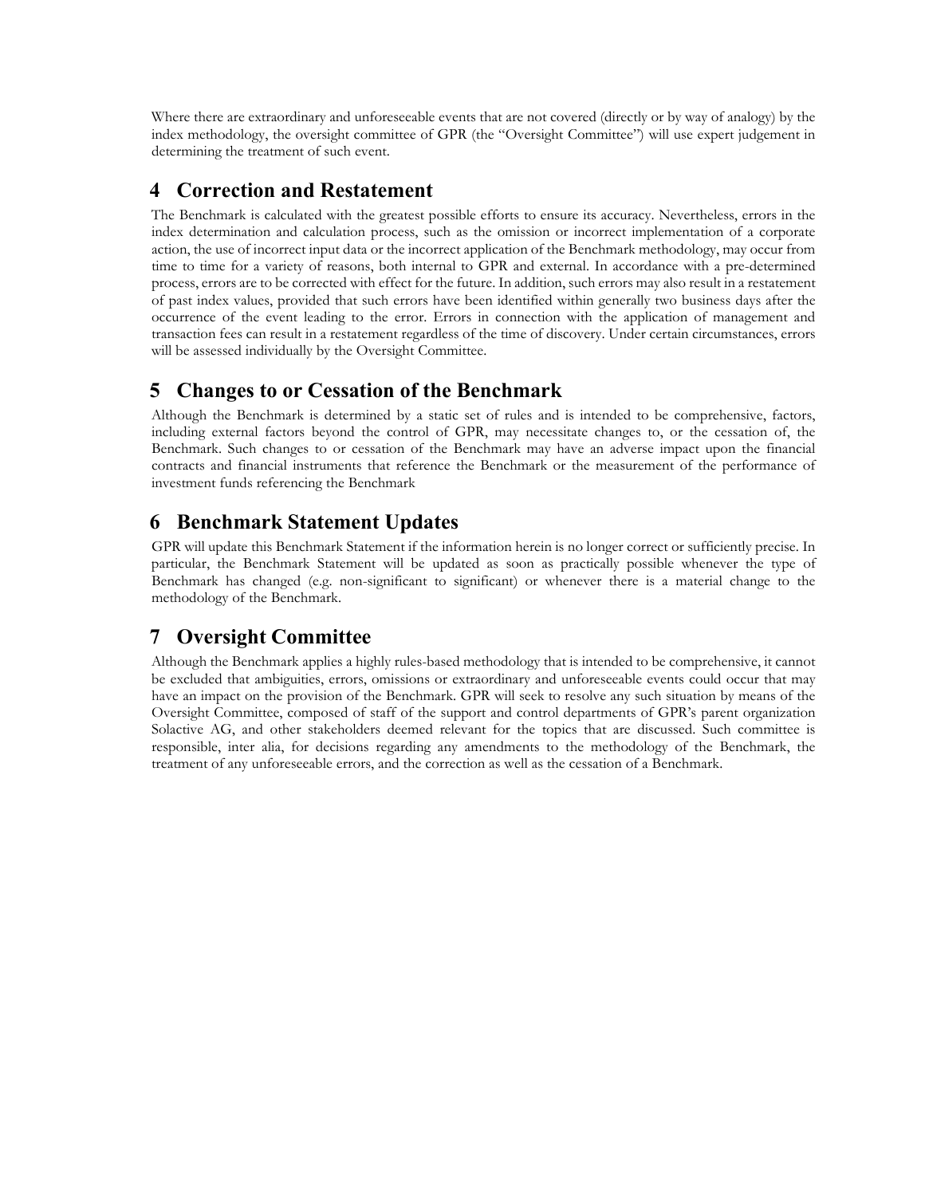Where there are extraordinary and unforeseeable events that are not covered (directly or by way of analogy) by the index methodology, the oversight committee of GPR (the "Oversight Committee") will use expert judgement in determining the treatment of such event.

## 4 Correction and Restatement

The Benchmark is calculated with the greatest possible efforts to ensure its accuracy. Nevertheless, errors in the index determination and calculation process, such as the omission or incorrect implementation of a corporate action, the use of incorrect input data or the incorrect application of the Benchmark methodology, may occur from time to time for a variety of reasons, both internal to GPR and external. In accordance with a pre-determined process, errors are to be corrected with effect for the future. In addition, such errors may also result in a restatement of past index values, provided that such errors have been identified within generally two business days after the occurrence of the event leading to the error. Errors in connection with the application of management and transaction fees can result in a restatement regardless of the time of discovery. Under certain circumstances, errors will be assessed individually by the Oversight Committee.

## 5 Changes to or Cessation of the Benchmark

Although the Benchmark is determined by a static set of rules and is intended to be comprehensive, factors, including external factors beyond the control of GPR, may necessitate changes to, or the cessation of, the Benchmark. Such changes to or cessation of the Benchmark may have an adverse impact upon the financial contracts and financial instruments that reference the Benchmark or the measurement of the performance of investment funds referencing the Benchmark

## 6 Benchmark Statement Updates

GPR will update this Benchmark Statement if the information herein is no longer correct or sufficiently precise. In particular, the Benchmark Statement will be updated as soon as practically possible whenever the type of Benchmark has changed (e.g. non-significant to significant) or whenever there is a material change to the methodology of the Benchmark.

## 7 Oversight Committee

Although the Benchmark applies a highly rules-based methodology that is intended to be comprehensive, it cannot be excluded that ambiguities, errors, omissions or extraordinary and unforeseeable events could occur that may have an impact on the provision of the Benchmark. GPR will seek to resolve any such situation by means of the Oversight Committee, composed of staff of the support and control departments of GPR's parent organization Solactive AG, and other stakeholders deemed relevant for the topics that are discussed. Such committee is responsible, inter alia, for decisions regarding any amendments to the methodology of the Benchmark, the treatment of any unforeseeable errors, and the correction as well as the cessation of a Benchmark.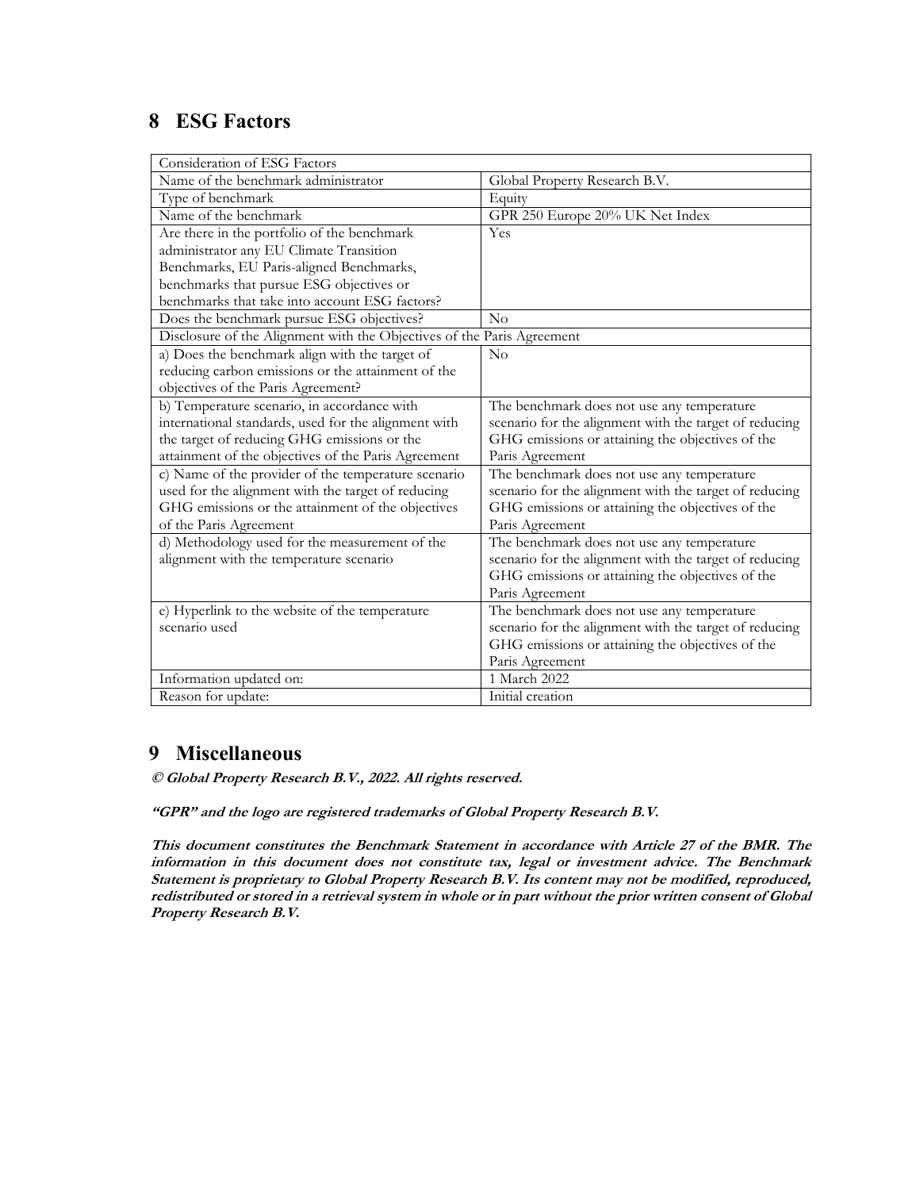## 8 ESG Factors

| Consideration of ESG Factors | |
|---|---|
| Name of the benchmark administrator | Global Property Research B.V. |
| Type of benchmark | Equity |
| Name of the benchmark | GPR 250 Europe 20% UK Net Index |
| Are there in the portfolio of the benchmark administrator any EU Climate Transition Benchmarks, EU Paris-aligned Benchmarks, benchmarks that pursue ESG objectives or benchmarks that take into account ESG factors? | Yes |
| Does the benchmark pursue ESG objectives? | No |
| Disclosure of the Alignment with the Objectives of the Paris Agreement | |
| a) Does the benchmark align with the target of reducing carbon emissions or the attainment of the objectives of the Paris Agreement? | No |
| b) Temperature scenario, in accordance with international standards, used for the alignment with the target of reducing GHG emissions or the attainment of the objectives of the Paris Agreement | The benchmark does not use any temperature scenario for the alignment with the target of reducing GHG emissions or attaining the objectives of the Paris Agreement |
| c) Name of the provider of the temperature scenario used for the alignment with the target of reducing GHG emissions or the attainment of the objectives of the Paris Agreement | The benchmark does not use any temperature scenario for the alignment with the target of reducing GHG emissions or attaining the objectives of the Paris Agreement |
| d) Methodology used for the measurement of the alignment with the temperature scenario | The benchmark does not use any temperature scenario for the alignment with the target of reducing GHG emissions or attaining the objectives of the Paris Agreement |
| e) Hyperlink to the website of the temperature scenario used | The benchmark does not use any temperature scenario for the alignment with the target of reducing GHG emissions or attaining the objectives of the Paris Agreement |
| Information updated on: | 1 March 2022 |
| Reason for update: | Initial creation |

## 9 Miscellaneous

***© Global Property Research B.V., 2022. All rights reserved.***

***"GPR" and the logo are registered trademarks of Global Property Research B.V.***

***This document constitutes the Benchmark Statement in accordance with Article 27 of the BMR. The information in this document does not constitute tax, legal or investment advice. The Benchmark Statement is proprietary to Global Property Research B.V. Its content may not be modified, reproduced, redistributed or stored in a retrieval system in whole or in part without the prior written consent of Global Property Research B.V.***